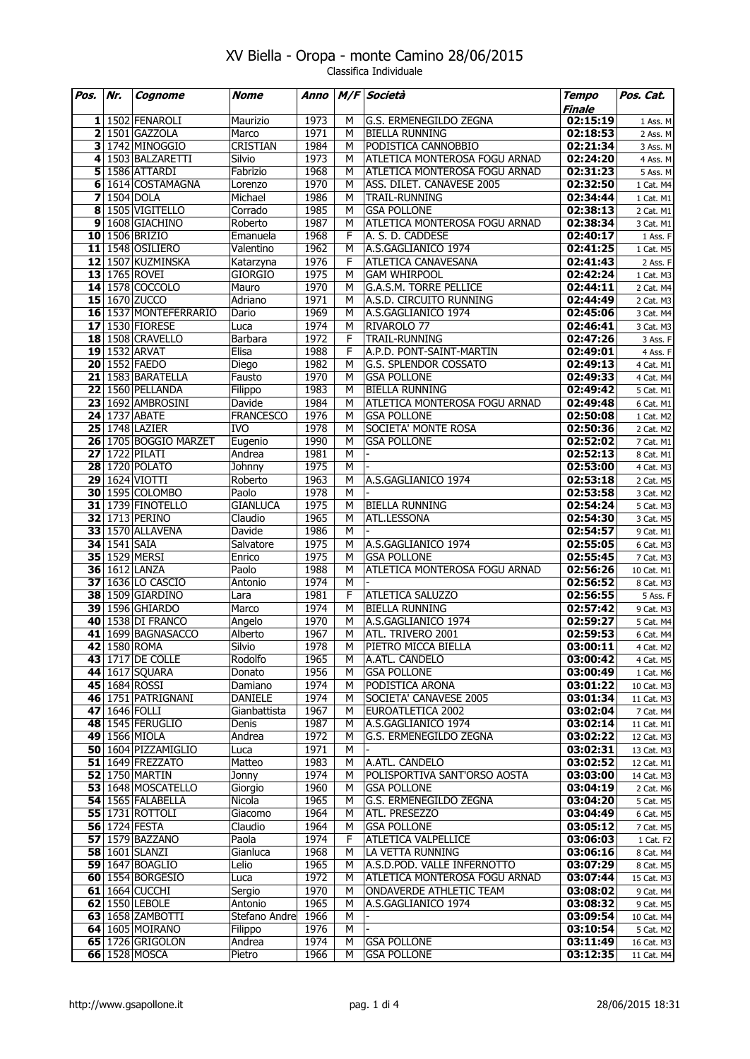# XV Biella - Oropa - monte Camino 28/06/2015

Classifica Individuale

| Pos. | Nr. | Cognome | Nome | Anno | M/F | Società | Tempo Finale | Pos. Cat. |
|---|---|---|---|---|---|---|---|---|
| 1 | 1502 | FENAROLI | Maurizio | 1973 | M | G.S. ERMENEGILDO ZEGNA | 02:15:19 | 1 Ass. M |
| 2 | 1501 | GAZZOLA | Marco | 1971 | M | BIELLA RUNNING | 02:18:53 | 2 Ass. M |
| 3 | 1742 | MINOGGIO | CRISTIAN | 1984 | M | PODISTICA CANNOBBIO | 02:21:34 | 3 Ass. M |
| 4 | 1503 | BALZARETTI | Silvio | 1973 | M | ATLETICA MONTEROSA FOGU ARNAD | 02:24:20 | 4 Ass. M |
| 5 | 1586 | ATTARDI | Fabrizio | 1968 | M | ATLETICA MONTEROSA FOGU ARNAD | 02:31:23 | 5 Ass. M |
| 6 | 1614 | COSTAMAGNA | Lorenzo | 1970 | M | ASS. DILET. CANAVESE 2005 | 02:32:50 | 1 Cat. M4 |
| 7 | 1504 | DOLA | Michael | 1986 | M | TRAIL-RUNNING | 02:34:44 | 1 Cat. M1 |
| 8 | 1505 | VIGITELLO | Corrado | 1985 | M | GSA POLLONE | 02:38:13 | 2 Cat. M1 |
| 9 | 1608 | GIACHINO | Roberto | 1987 | M | ATLETICA MONTEROSA FOGU ARNAD | 02:38:34 | 3 Cat. M1 |
| 10 | 1506 | BRIZIO | Emanuela | 1968 | F | A. S. D. CADDESE | 02:40:17 | 1 Ass. F |
| 11 | 1548 | OSILIERO | Valentino | 1962 | M | A.S.GAGLIANICO 1974 | 02:41:25 | 1 Cat. M5 |
| 12 | 1507 | KUZMINSKA | Katarzyna | 1976 | F | ATLETICA CANAVESANA | 02:41:43 | 2 Ass. F |
| 13 | 1765 | ROVEI | GIORGIO | 1975 | M | GAM WHIRPOOL | 02:42:24 | 1 Cat. M3 |
| 14 | 1578 | COCCOLO | Mauro | 1970 | M | G.A.S.M. TORRE PELLICE | 02:44:11 | 2 Cat. M4 |
| 15 | 1670 | ZUCCO | Adriano | 1971 | M | A.S.D. CIRCUITO RUNNING | 02:44:49 | 2 Cat. M3 |
| 16 | 1537 | MONTEFERRARIO | Dario | 1969 | M | A.S.GAGLIANICO 1974 | 02:45:06 | 3 Cat. M4 |
| 17 | 1530 | FIORESE | Luca | 1974 | M | RIVAROLO 77 | 02:46:41 | 3 Cat. M3 |
| 18 | 1508 | CRAVELLO | Barbara | 1972 | F | TRAIL-RUNNING | 02:47:26 | 3 Ass. F |
| 19 | 1532 | ARVAT | Elisa | 1988 | F | A.P.D. PONT-SAINT-MARTIN | 02:49:01 | 4 Ass. F |
| 20 | 1552 | FAEDO | Diego | 1982 | M | G.S. SPLENDOR COSSATO | 02:49:13 | 4 Cat. M1 |
| 21 | 1583 | BARATELLA | Fausto | 1970 | M | GSA POLLONE | 02:49:33 | 4 Cat. M4 |
| 22 | 1560 | PELLANDA | Filippo | 1983 | M | BIELLA RUNNING | 02:49:42 | 5 Cat. M1 |
| 23 | 1692 | AMBROSINI | Davide | 1984 | M | ATLETICA MONTEROSA FOGU ARNAD | 02:49:48 | 6 Cat. M1 |
| 24 | 1737 | ABATE | FRANCESCO | 1976 | M | GSA POLLONE | 02:50:08 | 1 Cat. M2 |
| 25 | 1748 | LAZIER | IVO | 1978 | M | SOCIETA' MONTE ROSA | 02:50:36 | 2 Cat. M2 |
| 26 | 1705 | BOGGIO MARZET | Eugenio | 1990 | M | GSA POLLONE | 02:52:02 | 7 Cat. M1 |
| 27 | 1722 | PILATI | Andrea | 1981 | M | - | 02:52:13 | 8 Cat. M1 |
| 28 | 1720 | POLATO | Johnny | 1975 | M | - | 02:53:00 | 4 Cat. M3 |
| 29 | 1624 | VIOTTI | Roberto | 1963 | M | A.S.GAGLIANICO 1974 | 02:53:18 | 2 Cat. M5 |
| 30 | 1595 | COLOMBO | Paolo | 1978 | M | - | 02:53:58 | 3 Cat. M2 |
| 31 | 1739 | FINOTELLO | GIANLUCA | 1975 | M | BIELLA RUNNING | 02:54:24 | 5 Cat. M3 |
| 32 | 1713 | PERINO | Claudio | 1965 | M | ATL.LESSONA | 02:54:30 | 3 Cat. M5 |
| 33 | 1570 | ALLAVENA | Davide | 1986 | M | - | 02:54:57 | 9 Cat. M1 |
| 34 | 1541 | SAIA | Salvatore | 1975 | M | A.S.GAGLIANICO 1974 | 02:55:05 | 6 Cat. M3 |
| 35 | 1529 | MERSI | Enrico | 1975 | M | GSA POLLONE | 02:55:45 | 7 Cat. M3 |
| 36 | 1612 | LANZA | Paolo | 1988 | M | ATLETICA MONTEROSA FOGU ARNAD | 02:56:26 | 10 Cat. M1 |
| 37 | 1636 | LO CASCIO | Antonio | 1974 | M | - | 02:56:52 | 8 Cat. M3 |
| 38 | 1509 | GIARDINO | Lara | 1981 | F | ATLETICA SALUZZO | 02:56:55 | 5 Ass. F |
| 39 | 1596 | GHIARDO | Marco | 1974 | M | BIELLA RUNNING | 02:57:42 | 9 Cat. M3 |
| 40 | 1538 | DI FRANCO | Angelo | 1970 | M | A.S.GAGLIANICO 1974 | 02:59:27 | 5 Cat. M4 |
| 41 | 1699 | BAGNASACCO | Alberto | 1967 | M | ATL. TRIVERO 2001 | 02:59:53 | 6 Cat. M4 |
| 42 | 1580 | ROMA | Silvio | 1978 | M | PIETRO MICCA BIELLA | 03:00:11 | 4 Cat. M2 |
| 43 | 1717 | DE COLLE | Rodolfo | 1965 | M | A.ATL. CANDELO | 03:00:42 | 4 Cat. M5 |
| 44 | 1617 | SQUARA | Donato | 1956 | M | GSA POLLONE | 03:00:49 | 1 Cat. M6 |
| 45 | 1684 | ROSSI | Damiano | 1974 | M | PODISTICA ARONA | 03:01:22 | 10 Cat. M3 |
| 46 | 1751 | PATRIGNANI | DANIELE | 1974 | M | SOCIETA' CANAVESE 2005 | 03:01:34 | 11 Cat. M3 |
| 47 | 1646 | FOLLI | Gianbattista | 1967 | M | EUROATLETICA 2002 | 03:02:04 | 7 Cat. M4 |
| 48 | 1545 | FERUGLIO | Denis | 1987 | M | A.S.GAGLIANICO 1974 | 03:02:14 | 11 Cat. M1 |
| 49 | 1566 | MIOLA | Andrea | 1972 | M | G.S. ERMENEGILDO ZEGNA | 03:02:22 | 12 Cat. M3 |
| 50 | 1604 | PIZZAMIGLIO | Luca | 1971 | M | - | 03:02:31 | 13 Cat. M3 |
| 51 | 1649 | FREZZATO | Matteo | 1983 | M | A.ATL. CANDELO | 03:02:52 | 12 Cat. M1 |
| 52 | 1750 | MARTIN | Jonny | 1974 | M | POLISPORTIVA SANT'ORSO AOSTA | 03:03:00 | 14 Cat. M3 |
| 53 | 1648 | MOSCATELLO | Giorgio | 1960 | M | GSA POLLONE | 03:04:19 | 2 Cat. M6 |
| 54 | 1565 | FALABELLA | Nicola | 1965 | M | G.S. ERMENEGILDO ZEGNA | 03:04:20 | 5 Cat. M5 |
| 55 | 1731 | ROTTOLI | Giacomo | 1964 | M | ATL. PRESEZZO | 03:04:49 | 6 Cat. M5 |
| 56 | 1724 | FESTA | Claudio | 1964 | M | GSA POLLONE | 03:05:12 | 7 Cat. M5 |
| 57 | 1579 | BAZZANO | Paola | 1974 | F | ATLETICA VALPELLICE | 03:06:03 | 1 Cat. F2 |
| 58 | 1601 | SLANZI | Gianluca | 1968 | M | LA VETTA RUNNING | 03:06:16 | 8 Cat. M4 |
| 59 | 1647 | BOAGLIO | Lelio | 1965 | M | A.S.D.POD. VALLE INFERNOTTO | 03:07:29 | 8 Cat. M5 |
| 60 | 1554 | BORGESIO | Luca | 1972 | M | ATLETICA MONTEROSA FOGU ARNAD | 03:07:44 | 15 Cat. M3 |
| 61 | 1664 | CUCCHI | Sergio | 1970 | M | ONDAVERDE ATHLETIC TEAM | 03:08:02 | 9 Cat. M4 |
| 62 | 1550 | LEBOLE | Antonio | 1965 | M | A.S.GAGLIANICO 1974 | 03:08:32 | 9 Cat. M5 |
| 63 | 1658 | ZAMBOTTI | Stefano Andre | 1966 | M | - | 03:09:54 | 10 Cat. M4 |
| 64 | 1605 | MOIRANO | Filippo | 1976 | M | - | 03:10:54 | 5 Cat. M2 |
| 65 | 1726 | GRIGOLON | Andrea | 1974 | M | GSA POLLONE | 03:11:49 | 16 Cat. M3 |
| 66 | 1528 | MOSCA | Pietro | 1966 | M | GSA POLLONE | 03:12:35 | 11 Cat. M4 |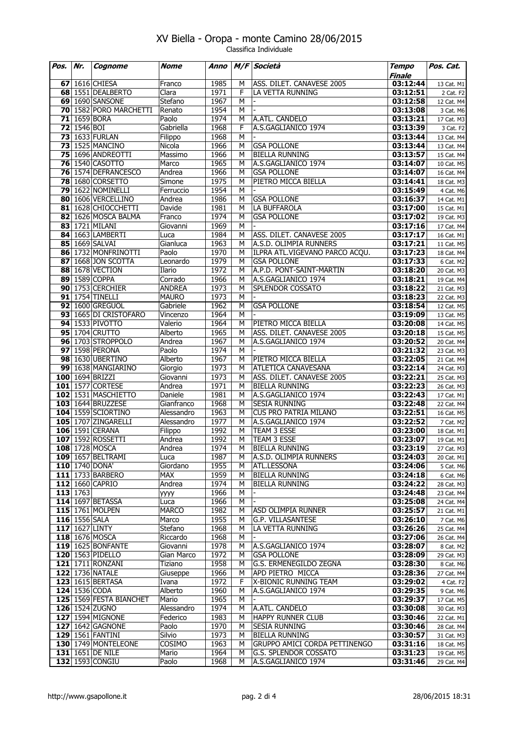# XV Biella - Oropa - monte Camino 28/06/2015

Classifica Individuale

| Pos. | Nr. | Cognome | Nome | Anno | M/F | Società | Tempo Finale | Pos. Cat. |
|---|---|---|---|---|---|---|---|---|
| 67 | 1616 | CHIESA | Franco | 1985 | M | ASS. DILET. CANAVESE 2005 | 03:12:44 | 13 Cat. M1 |
| 68 | 1551 | DEALBERTO | Clara | 1971 | F | LA VETTA RUNNING | 03:12:51 | 2 Cat. F2 |
| 69 | 1690 | SANSONE | Stefano | 1967 | M | - | 03:12:58 | 12 Cat. M4 |
| 70 | 1582 | PORO MARCHETTI | Renato | 1954 | M | - | 03:13:08 | 3 Cat. M6 |
| 71 | 1659 | BORA | Paolo | 1974 | M | A.ATL. CANDELO | 03:13:21 | 17 Cat. M3 |
| 72 | 1546 | BOI | Gabriella | 1968 | F | A.S.GAGLIANICO 1974 | 03:13:39 | 3 Cat. F2 |
| 73 | 1633 | FURLAN | Filippo | 1968 | M | - | 03:13:44 | 13 Cat. M4 |
| 73 | 1525 | MANCINO | Nicola | 1966 | M | GSA POLLONE | 03:13:44 | 13 Cat. M4 |
| 75 | 1696 | ANDREOTTI | Massimo | 1966 | M | BIELLA RUNNING | 03:13:57 | 15 Cat. M4 |
| 76 | 1540 | CASOTTO | Marco | 1965 | M | A.S.GAGLIANICO 1974 | 03:14:07 | 10 Cat. M5 |
| 76 | 1574 | DEFRANCESCO | Andrea | 1966 | M | GSA POLLONE | 03:14:07 | 16 Cat. M4 |
| 78 | 1680 | CORSETTO | Simone | 1975 | M | PIETRO MICCA BIELLA | 03:14:41 | 18 Cat. M3 |
| 79 | 1622 | NOMINELLI | Ferruccio | 1954 | M | - | 03:15:49 | 4 Cat. M6 |
| 80 | 1606 | VERCELLINO | Andrea | 1986 | M | GSA POLLONE | 03:16:37 | 14 Cat. M1 |
| 81 | 1628 | CHIOCCHETTI | Davide | 1981 | M | LA BUFFAROLA | 03:17:00 | 15 Cat. M1 |
| 82 | 1626 | MOSCA BALMA | Franco | 1974 | M | GSA POLLONE | 03:17:02 | 19 Cat. M3 |
| 83 | 1721 | MILANI | Giovanni | 1969 | M | - | 03:17:16 | 17 Cat. M4 |
| 84 | 1663 | LAMBERTI | Luca | 1984 | M | ASS. DILET. CANAVESE 2005 | 03:17:17 | 16 Cat. M1 |
| 85 | 1669 | SALVAI | Gianluca | 1963 | M | A.S.D. OLIMPIA RUNNERS | 03:17:21 | 11 Cat. M5 |
| 86 | 1732 | MONFRINOTTI | Paolo | 1970 | M | ILPRA ATL.VIGEVANO PARCO ACQU. | 03:17:23 | 18 Cat. M4 |
| 87 | 1668 | JON SCOTTA | Leonardo | 1979 | M | GSA POLLONE | 03:17:33 | 6 Cat. M2 |
| 88 | 1678 | VECTION | Ilario | 1972 | M | A.P.D. PONT-SAINT-MARTIN | 03:18:20 | 20 Cat. M3 |
| 89 | 1589 | COPPA | Corrado | 1966 | M | A.S.GAGLIANICO 1974 | 03:18:21 | 19 Cat. M4 |
| 90 | 1753 | CERCHIER | ANDREA | 1973 | M | SPLENDOR COSSATO | 03:18:22 | 21 Cat. M3 |
| 91 | 1754 | TINELLI | MAURO | 1973 | M | - | 03:18:23 | 22 Cat. M3 |
| 92 | 1600 | GREGUOL | Gabriele | 1962 | M | GSA POLLONE | 03:18:54 | 12 Cat. M5 |
| 93 | 1665 | DI CRISTOFARO | Vincenzo | 1964 | M | - | 03:19:09 | 13 Cat. M5 |
| 94 | 1533 | PIVOTTO | Valerio | 1964 | M | PIETRO MICCA BIELLA | 03:20:08 | 14 Cat. M5 |
| 95 | 1704 | CRUTTO | Alberto | 1965 | M | ASS. DILET. CANAVESE 2005 | 03:20:18 | 15 Cat. M5 |
| 96 | 1703 | STROPPOLO | Andrea | 1967 | M | A.S.GAGLIANICO 1974 | 03:20:52 | 20 Cat. M4 |
| 97 | 1598 | PERONA | Paolo | 1974 | M | - | 03:21:32 | 23 Cat. M3 |
| 98 | 1630 | UBERTINO | Alberto | 1967 | M | PIETRO MICCA BIELLA | 03:22:05 | 21 Cat. M4 |
| 99 | 1638 | MANGIARINO | Giorgio | 1973 | M | ATLETICA CANAVESANA | 03:22:14 | 24 Cat. M3 |
| 100 | 1694 | BRIZZI | Giovanni | 1973 | M | ASS. DILET. CANAVESE 2005 | 03:22:21 | 25 Cat. M3 |
| 101 | 1577 | CORTESE | Andrea | 1971 | M | BIELLA RUNNING | 03:22:23 | 26 Cat. M3 |
| 102 | 1531 | MASCHIETTO | Daniele | 1981 | M | A.S.GAGLIANICO 1974 | 03:22:43 | 17 Cat. M1 |
| 103 | 1644 | BRUZZESE | Gianfranco | 1968 | M | SESIA RUNNING | 03:22:48 | 22 Cat. M4 |
| 104 | 1559 | SCIORTINO | Alessandro | 1963 | M | CUS PRO PATRIA MILANO | 03:22:51 | 16 Cat. M5 |
| 105 | 1707 | ZINGARELLI | Alessandro | 1977 | M | A.S.GAGLIANICO 1974 | 03:22:52 | 7 Cat. M2 |
| 106 | 1591 | CERANA | Filippo | 1992 | M | TEAM 3 ESSE | 03:23:00 | 18 Cat. M1 |
| 107 | 1592 | ROSSETTI | Andrea | 1992 | M | TEAM 3 ESSE | 03:23:07 | 19 Cat. M1 |
| 108 | 1728 | MOSCA | Andrea | 1974 | M | BIELLA RUNNING | 03:23:19 | 27 Cat. M3 |
| 109 | 1657 | BELTRAMI | Luca | 1987 | M | A.S.D. OLIMPIA RUNNERS | 03:24:03 | 20 Cat. M1 |
| 110 | 1740 | DONA' | Giordano | 1955 | M | ATL.LESSONA | 03:24:06 | 5 Cat. M6 |
| 111 | 1733 | BARBERO | MAX | 1959 | M | BIELLA RUNNING | 03:24:18 | 6 Cat. M6 |
| 112 | 1660 | CAPRIO | Andrea | 1974 | M | BIELLA RUNNING | 03:24:22 | 28 Cat. M3 |
| 113 | 1763 | | yyyy | 1966 | M | - | 03:24:48 | 23 Cat. M4 |
| 114 | 1697 | BETASSA | Luca | 1966 | M | - | 03:25:08 | 24 Cat. M4 |
| 115 | 1761 | MOLPEN | MARCO | 1982 | M | ASD OLIMPIA RUNNER | 03:25:57 | 21 Cat. M1 |
| 116 | 1556 | SALA | Marco | 1955 | M | G.P. VILLASANTESE | 03:26:10 | 7 Cat. M6 |
| 117 | 1627 | LINTY | Stefano | 1968 | M | LA VETTA RUNNING | 03:26:26 | 25 Cat. M4 |
| 118 | 1676 | MOSCA | Riccardo | 1968 | M | - | 03:27:06 | 26 Cat. M4 |
| 119 | 1625 | BONFANTE | Giovanni | 1978 | M | A.S.GAGLIANICO 1974 | 03:28:07 | 8 Cat. M2 |
| 120 | 1563 | PIDELLO | Gian Marco | 1972 | M | GSA POLLONE | 03:28:09 | 29 Cat. M3 |
| 121 | 1711 | RONZANI | Tiziano | 1958 | M | G.S. ERMENEGILDO ZEGNA | 03:28:30 | 8 Cat. M6 |
| 122 | 1736 | NATALE | Giuseppe | 1966 | M | APD PIETRO MICCA | 03:28:36 | 27 Cat. M4 |
| 123 | 1615 | BERTASA | Ivana | 1972 | F | X-BIONIC RUNNING TEAM | 03:29:02 | 4 Cat. F2 |
| 124 | 1536 | CODA | Alberto | 1960 | M | A.S.GAGLIANICO 1974 | 03:29:35 | 9 Cat. M6 |
| 125 | 1569 | FESTA BIANCHET | Mario | 1965 | M | - | 03:29:37 | 17 Cat. M5 |
| 126 | 1524 | ZUGNO | Alessandro | 1974 | M | A.ATL. CANDELO | 03:30:08 | 30 Cat. M3 |
| 127 | 1594 | MIGNONE | Federico | 1983 | M | HAPPY RUNNER CLUB | 03:30:46 | 22 Cat. M1 |
| 127 | 1642 | GAGNONE | Paolo | 1970 | M | SESIA RUNNING | 03:30:46 | 28 Cat. M4 |
| 129 | 1561 | FANTINI | Silvio | 1973 | M | BIELLA RUNNING | 03:30:57 | 31 Cat. M3 |
| 130 | 1749 | MONTELEONE | COSIMO | 1963 | M | GRUPPO AMICI CORDA PETTINENGO | 03:31:16 | 18 Cat. M5 |
| 131 | 1651 | DE NILE | Mario | 1964 | M | G.S. SPLENDOR COSSATO | 03:31:23 | 19 Cat. M5 |
| 132 | 1593 | CONGIU | Paolo | 1968 | M | A.S.GAGLIANICO 1974 | 03:31:46 | 29 Cat. M4 |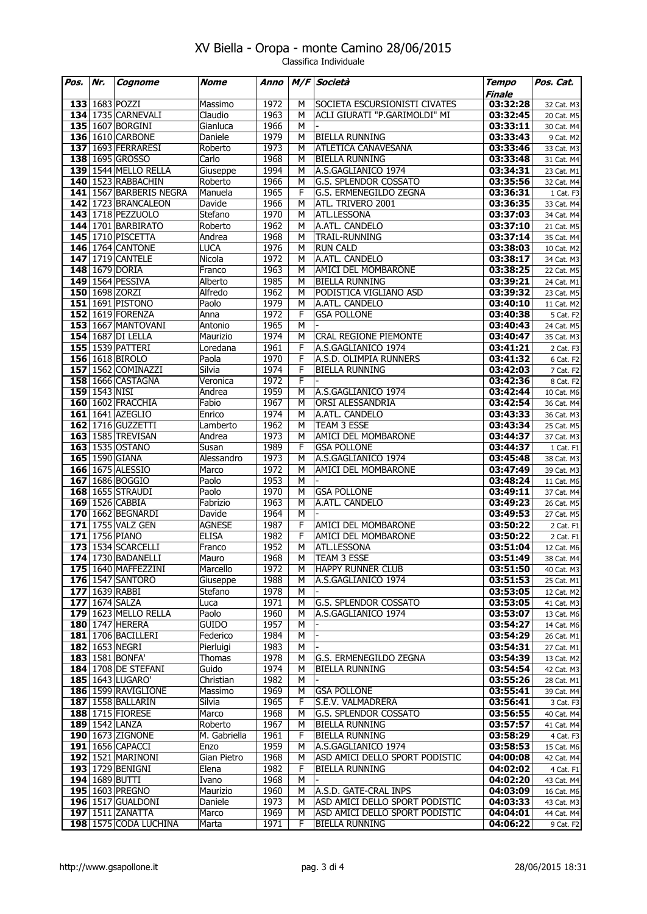# XV Biella - Oropa - monte Camino 28/06/2015

Classifica Individuale

| Pos. | Nr. | Cognome | Nome | Anno | M/F | Società | Tempo Finale | Pos. Cat. |
|---|---|---|---|---|---|---|---|---|
| 133 | 1683 | POZZI | Massimo | 1972 | M | SOCIETA ESCURSIONISTI CIVATES | 03:32:28 | 32 Cat. M3 |
| 134 | 1735 | CARNEVALI | Claudio | 1963 | M | ACLI GIURATI "P.GARIMOLDI" MI | 03:32:45 | 20 Cat. M5 |
| 135 | 1607 | BORGINI | Gianluca | 1966 | M | - | 03:33:11 | 30 Cat. M4 |
| 136 | 1610 | CARBONE | Daniele | 1979 | M | BIELLA RUNNING | 03:33:43 | 9 Cat. M2 |
| 137 | 1693 | FERRARESI | Roberto | 1973 | M | ATLETICA CANAVESANA | 03:33:46 | 33 Cat. M3 |
| 138 | 1695 | GROSSO | Carlo | 1968 | M | BIELLA RUNNING | 03:33:48 | 31 Cat. M4 |
| 139 | 1544 | MELLO RELLA | Giuseppe | 1994 | M | A.S.GAGLIANICO 1974 | 03:34:31 | 23 Cat. M1 |
| 140 | 1523 | RABBACHIN | Roberto | 1966 | M | G.S. SPLENDOR COSSATO | 03:35:56 | 32 Cat. M4 |
| 141 | 1567 | BARBERIS NEGRA | Manuela | 1965 | F | G.S. ERMENEGILDO ZEGNA | 03:36:31 | 1 Cat. F3 |
| 142 | 1723 | BRANCALEON | Davide | 1966 | M | ATL. TRIVERO 2001 | 03:36:35 | 33 Cat. M4 |
| 143 | 1718 | PEZZUOLO | Stefano | 1970 | M | ATL.LESSONA | 03:37:03 | 34 Cat. M4 |
| 144 | 1701 | BARBIRATO | Roberto | 1962 | M | A.ATL. CANDELO | 03:37:10 | 21 Cat. M5 |
| 145 | 1710 | PISCETTA | Andrea | 1968 | M | TRAIL-RUNNING | 03:37:14 | 35 Cat. M4 |
| 146 | 1764 | CANTONE | LUCA | 1976 | M | RUN CALD | 03:38:03 | 10 Cat. M2 |
| 147 | 1719 | CANTELE | Nicola | 1972 | M | A.ATL. CANDELO | 03:38:17 | 34 Cat. M3 |
| 148 | 1679 | DORIA | Franco | 1963 | M | AMICI DEL MOMBARONE | 03:38:25 | 22 Cat. M5 |
| 149 | 1564 | PESSIVA | Alberto | 1985 | M | BIELLA RUNNING | 03:39:21 | 24 Cat. M1 |
| 150 | 1698 | ZORZI | Alfredo | 1962 | M | PODISTICA VIGLIANO ASD | 03:39:32 | 23 Cat. M5 |
| 151 | 1691 | PISTONO | Paolo | 1979 | M | A.ATL. CANDELO | 03:40:10 | 11 Cat. M2 |
| 152 | 1619 | FORENZA | Anna | 1972 | F | GSA POLLONE | 03:40:38 | 5 Cat. F2 |
| 153 | 1667 | MANTOVANI | Antonio | 1965 | M | - | 03:40:43 | 24 Cat. M5 |
| 154 | 1687 | DI LELLA | Maurizio | 1974 | M | CRAL REGIONE PIEMONTE | 03:40:47 | 35 Cat. M3 |
| 155 | 1539 | PATTERI | Loredana | 1961 | F | A.S.GAGLIANICO 1974 | 03:41:21 | 2 Cat. F3 |
| 156 | 1618 | BIROLO | Paola | 1970 | F | A.S.D. OLIMPIA RUNNERS | 03:41:32 | 6 Cat. F2 |
| 157 | 1562 | COMINAZZI | Silvia | 1974 | F | BIELLA RUNNING | 03:42:03 | 7 Cat. F2 |
| 158 | 1666 | CASTAGNA | Veronica | 1972 | F | - | 03:42:36 | 8 Cat. F2 |
| 159 | 1543 | NISI | Andrea | 1959 | M | A.S.GAGLIANICO 1974 | 03:42:44 | 10 Cat. M6 |
| 160 | 1602 | FRACCHIA | Fabio | 1967 | M | ORSI ALESSANDRIA | 03:42:54 | 36 Cat. M4 |
| 161 | 1641 | AZEGLIO | Enrico | 1974 | M | A.ATL. CANDELO | 03:43:33 | 36 Cat. M3 |
| 162 | 1716 | GUZZETTI | Lamberto | 1962 | M | TEAM 3 ESSE | 03:43:34 | 25 Cat. M5 |
| 163 | 1585 | TREVISAN | Andrea | 1973 | M | AMICI DEL MOMBARONE | 03:44:37 | 37 Cat. M3 |
| 163 | 1535 | OSTANO | Susan | 1989 | F | GSA POLLONE | 03:44:37 | 1 Cat. F1 |
| 165 | 1590 | GIANA | Alessandro | 1973 | M | A.S.GAGLIANICO 1974 | 03:45:48 | 38 Cat. M3 |
| 166 | 1675 | ALESSIO | Marco | 1972 | M | AMICI DEL MOMBARONE | 03:47:49 | 39 Cat. M3 |
| 167 | 1686 | BOGGIO | Paolo | 1953 | M | - | 03:48:24 | 11 Cat. M6 |
| 168 | 1655 | STRAUDI | Paolo | 1970 | M | GSA POLLONE | 03:49:11 | 37 Cat. M4 |
| 169 | 1526 | CABBIA | Fabrizio | 1963 | M | A.ATL. CANDELO | 03:49:23 | 26 Cat. M5 |
| 170 | 1662 | BEGNARDI | Davide | 1964 | M | - | 03:49:53 | 27 Cat. M5 |
| 171 | 1755 | VALZ GEN | AGNESE | 1987 | F | AMICI DEL MOMBARONE | 03:50:22 | 2 Cat. F1 |
| 171 | 1756 | PIANO | ELISA | 1982 | F | AMICI DEL MOMBARONE | 03:50:22 | 2 Cat. F1 |
| 173 | 1534 | SCARCELLI | Franco | 1952 | M | ATL.LESSONA | 03:51:04 | 12 Cat. M6 |
| 174 | 1730 | BADANELLI | Mauro | 1968 | M | TEAM 3 ESSE | 03:51:49 | 38 Cat. M4 |
| 175 | 1640 | MAFFEZZINI | Marcello | 1972 | M | HAPPY RUNNER CLUB | 03:51:50 | 40 Cat. M3 |
| 176 | 1547 | SANTORO | Giuseppe | 1988 | M | A.S.GAGLIANICO 1974 | 03:51:53 | 25 Cat. M1 |
| 177 | 1639 | RABBI | Stefano | 1978 | M | - | 03:53:05 | 12 Cat. M2 |
| 177 | 1674 | SALZA | Luca | 1971 | M | G.S. SPLENDOR COSSATO | 03:53:05 | 41 Cat. M3 |
| 179 | 1623 | MELLO RELLA | Paolo | 1960 | M | A.S.GAGLIANICO 1974 | 03:53:07 | 13 Cat. M6 |
| 180 | 1747 | HERERA | GUIDO | 1957 | M | - | 03:54:27 | 14 Cat. M6 |
| 181 | 1706 | BACILLERI | Federico | 1984 | M | - | 03:54:29 | 26 Cat. M1 |
| 182 | 1653 | NEGRI | Pierluigi | 1983 | M | - | 03:54:31 | 27 Cat. M1 |
| 183 | 1581 | BONFA' | Thomas | 1978 | M | G.S. ERMENEGILDO ZEGNA | 03:54:39 | 13 Cat. M2 |
| 184 | 1708 | DE STEFANI | Guido | 1974 | M | BIELLA RUNNING | 03:54:54 | 42 Cat. M3 |
| 185 | 1643 | LUGARO' | Christian | 1982 | M | - | 03:55:26 | 28 Cat. M1 |
| 186 | 1599 | RAVIGLIONE | Massimo | 1969 | M | GSA POLLONE | 03:55:41 | 39 Cat. M4 |
| 187 | 1558 | BALLARIN | Silvia | 1965 | F | S.E.V. VALMADRERA | 03:56:41 | 3 Cat. F3 |
| 188 | 1715 | FIORESE | Marco | 1968 | M | G.S. SPLENDOR COSSATO | 03:56:55 | 40 Cat. M4 |
| 189 | 1542 | LANZA | Roberto | 1967 | M | BIELLA RUNNING | 03:57:57 | 41 Cat. M4 |
| 190 | 1673 | ZIGNONE | M. Gabriella | 1961 | F | BIELLA RUNNING | 03:58:29 | 4 Cat. F3 |
| 191 | 1656 | CAPACCI | Enzo | 1959 | M | A.S.GAGLIANICO 1974 | 03:58:53 | 15 Cat. M6 |
| 192 | 1521 | MARINONI | Gian Pietro | 1968 | M | ASD AMICI DELLO SPORT PODISTIC | 04:00:08 | 42 Cat. M4 |
| 193 | 1729 | BENIGNI | Elena | 1982 | F | BIELLA RUNNING | 04:02:02 | 4 Cat. F1 |
| 194 | 1689 | BUTTI | Ivano | 1968 | M | - | 04:02:20 | 43 Cat. M4 |
| 195 | 1603 | PREGNO | Maurizio | 1960 | M | A.S.D. GATE-CRAL INPS | 04:03:09 | 16 Cat. M6 |
| 196 | 1517 | GUALDONI | Daniele | 1973 | M | ASD AMICI DELLO SPORT PODISTIC | 04:03:33 | 43 Cat. M3 |
| 197 | 1511 | ZANATTA | Marco | 1969 | M | ASD AMICI DELLO SPORT PODISTIC | 04:04:01 | 44 Cat. M4 |
| 198 | 1575 | CODA LUCHINA | Marta | 1971 | F | BIELLA RUNNING | 04:06:22 | 9 Cat. F2 |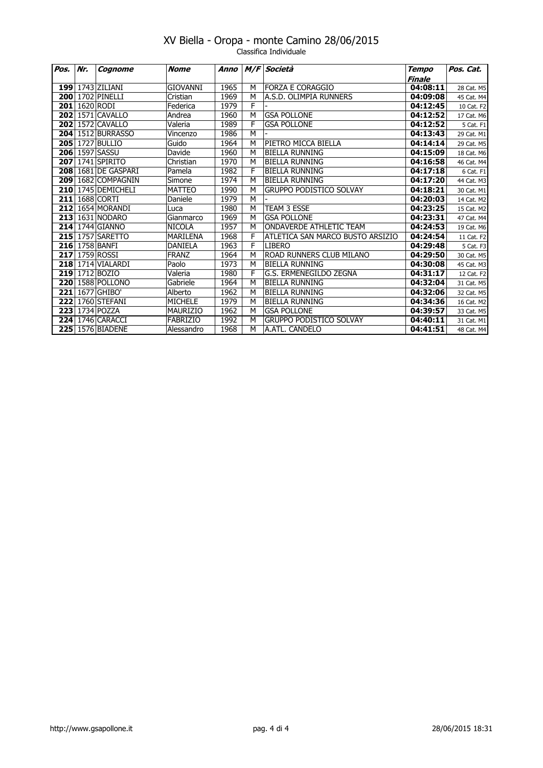# XV Biella - Oropa - monte Camino 28/06/2015

Classifica Individuale

| *Pos.* | *Nr.* | *Cognome* | *Nome* | *Anno* | *M/F* | *Società* | *Tempo Finale* | *Pos. Cat.* |
|---|---|---|---|---|---|---|---|---|
| **199** | 1743 | ZILIANI | GIOVANNI | 1965 | M | FORZA E CORAGGIO | **04:08:11** | 28 Cat. M5 |
| **200** | 1702 | PINELLI | Cristian | 1969 | M | A.S.D. OLIMPIA RUNNERS | **04:09:08** | 45 Cat. M4 |
| **201** | 1620 | RODI | Federica | 1979 | F | - | **04:12:45** | 10 Cat. F2 |
| **202** | 1571 | CAVALLO | Andrea | 1960 | M | GSA POLLONE | **04:12:52** | 17 Cat. M6 |
| **202** | 1572 | CAVALLO | Valeria | 1989 | F | GSA POLLONE | **04:12:52** | 5 Cat. F1 |
| **204** | 1512 | BURRASSO | Vincenzo | 1986 | M | - | **04:13:43** | 29 Cat. M1 |
| **205** | 1727 | BULLIO | Guido | 1964 | M | PIETRO MICCA BIELLA | **04:14:14** | 29 Cat. M5 |
| **206** | 1597 | SASSU | Davide | 1960 | M | BIELLA RUNNING | **04:15:09** | 18 Cat. M6 |
| **207** | 1741 | SPIRITO | Christian | 1970 | M | BIELLA RUNNING | **04:16:58** | 46 Cat. M4 |
| **208** | 1681 | DE GASPARI | Pamela | 1982 | F | BIELLA RUNNING | **04:17:18** | 6 Cat. F1 |
| **209** | 1682 | COMPAGNIN | Simone | 1974 | M | BIELLA RUNNING | **04:17:20** | 44 Cat. M3 |
| **210** | 1745 | DEMICHELI | MATTEO | 1990 | M | GRUPPO PODISTICO SOLVAY | **04:18:21** | 30 Cat. M1 |
| **211** | 1688 | CORTI | Daniele | 1979 | M | - | **04:20:03** | 14 Cat. M2 |
| **212** | 1654 | MORANDI | Luca | 1980 | M | TEAM 3 ESSE | **04:23:25** | 15 Cat. M2 |
| **213** | 1631 | NODARO | Gianmarco | 1969 | M | GSA POLLONE | **04:23:31** | 47 Cat. M4 |
| **214** | 1744 | GIANNO | NICOLA | 1957 | M | ONDAVERDE ATHLETIC TEAM | **04:24:53** | 19 Cat. M6 |
| **215** | 1757 | SARETTO | MARILENA | 1968 | F | ATLETICA SAN MARCO BUSTO ARSIZIO | **04:24:54** | 11 Cat. F2 |
| **216** | 1758 | BANFI | DANIELA | 1963 | F | LIBERO | **04:29:48** | 5 Cat. F3 |
| **217** | 1759 | ROSSI | FRANZ | 1964 | M | ROAD RUNNERS CLUB MILANO | **04:29:50** | 30 Cat. M5 |
| **218** | 1714 | VIALARDI | Paolo | 1973 | M | BIELLA RUNNING | **04:30:08** | 45 Cat. M3 |
| **219** | 1712 | BOZIO | Valeria | 1980 | F | G.S. ERMENEGILDO ZEGNA | **04:31:17** | 12 Cat. F2 |
| **220** | 1588 | POLLONO | Gabriele | 1964 | M | BIELLA RUNNING | **04:32:04** | 31 Cat. M5 |
| **221** | 1677 | GHIBO' | Alberto | 1962 | M | BIELLA RUNNING | **04:32:06** | 32 Cat. M5 |
| **222** | 1760 | STEFANI | MICHELE | 1979 | M | BIELLA RUNNING | **04:34:36** | 16 Cat. M2 |
| **223** | 1734 | POZZA | MAURIZIO | 1962 | M | GSA POLLONE | **04:39:57** | 33 Cat. M5 |
| **224** | 1746 | CARACCI | FABRIZIO | 1992 | M | GRUPPO PODISTICO SOLVAY | **04:40:11** | 31 Cat. M1 |
| **225** | 1576 | BIADENE | Alessandro | 1968 | M | A.ATL. CANDELO | **04:41:51** | 48 Cat. M4 |

http://www.gsapollone.it

28/06/2015 18:31